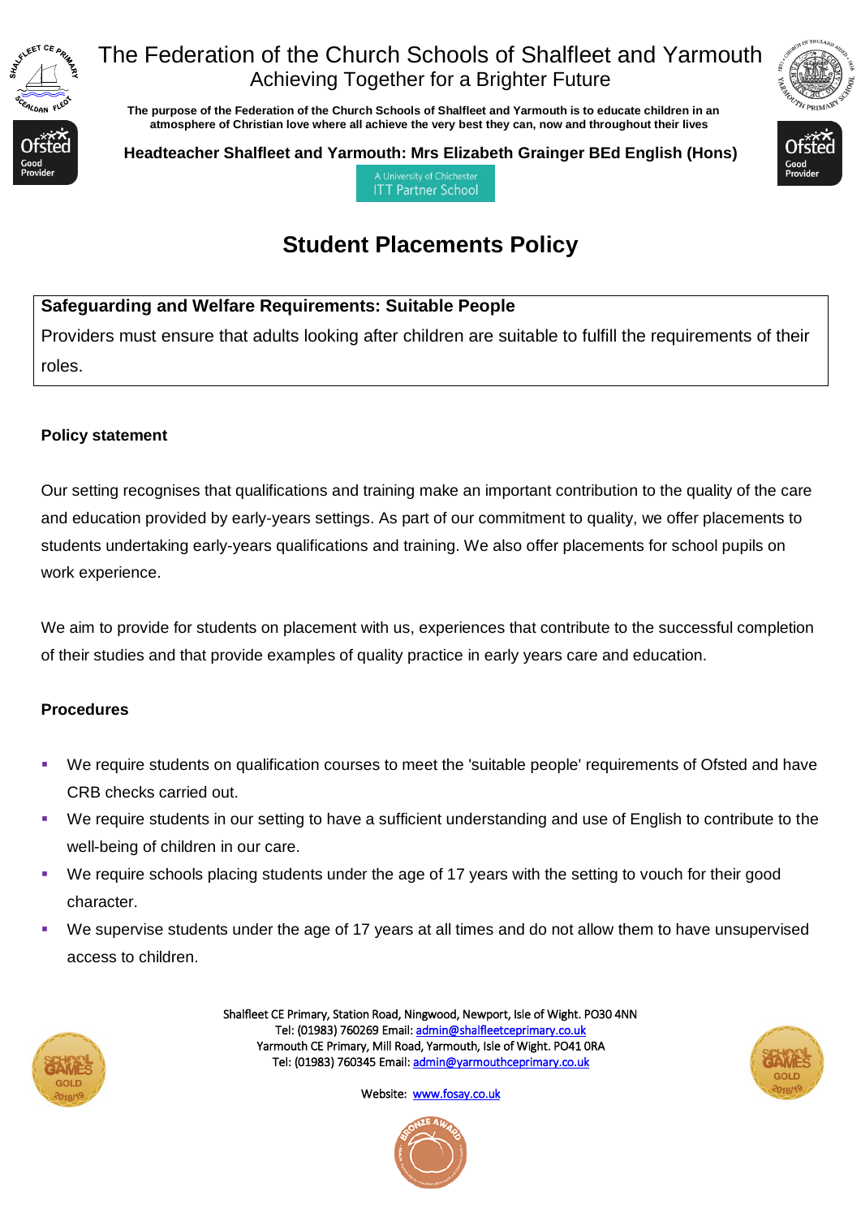# The Federation of the Church Schools of Shalfleet and Yarmouth

Achieving Together for a Brighter Future

**The purpose of the Federation of the Church Schools of Shalfleet and Yarmouth is to educate children in an atmosphere of Christian love where all achieve the very best they can, now and throughout their lives**

**Headteacher Shalfleet and Yarmouth: Mrs Elizabeth Grainger BEd English (Hons)**

A University of Chichester ITT Partner School

## Student Placements Policy

| **Safeguarding and Welfare Requirements: Suitable People** |
| --- |
| Providers must ensure that adults looking after children are suitable to fulfill the requirements of their roles. |

### Policy statement

Our setting recognises that qualifications and training make an important contribution to the quality of the care and education provided by early-years settings. As part of our commitment to quality, we offer placements to students undertaking early-years qualifications and training. We also offer placements for school pupils on work experience.

We aim to provide for students on placement with us, experiences that contribute to the successful completion of their studies and that provide examples of quality practice in early years care and education.

### Procedures

- We require students on qualification courses to meet the 'suitable people' requirements of Ofsted and have CRB checks carried out.
- We require students in our setting to have a sufficient understanding and use of English to contribute to the well-being of children in our care.
- We require schools placing students under the age of 17 years with the setting to vouch for their good character.
- We supervise students under the age of 17 years at all times and do not allow them to have unsupervised access to children.

Shalfleet CE Primary, Station Road, Ningwood, Newport, Isle of Wight. PO30 4NN
Tel: (01983) 760269 Email: admin@shalfleetceprimary.co.uk
Yarmouth CE Primary, Mill Road, Yarmouth, Isle of Wight. PO41 0RA
Tel: (01983) 760345 Email: admin@yarmouthceprimary.co.uk

Website: www.fosay.co.uk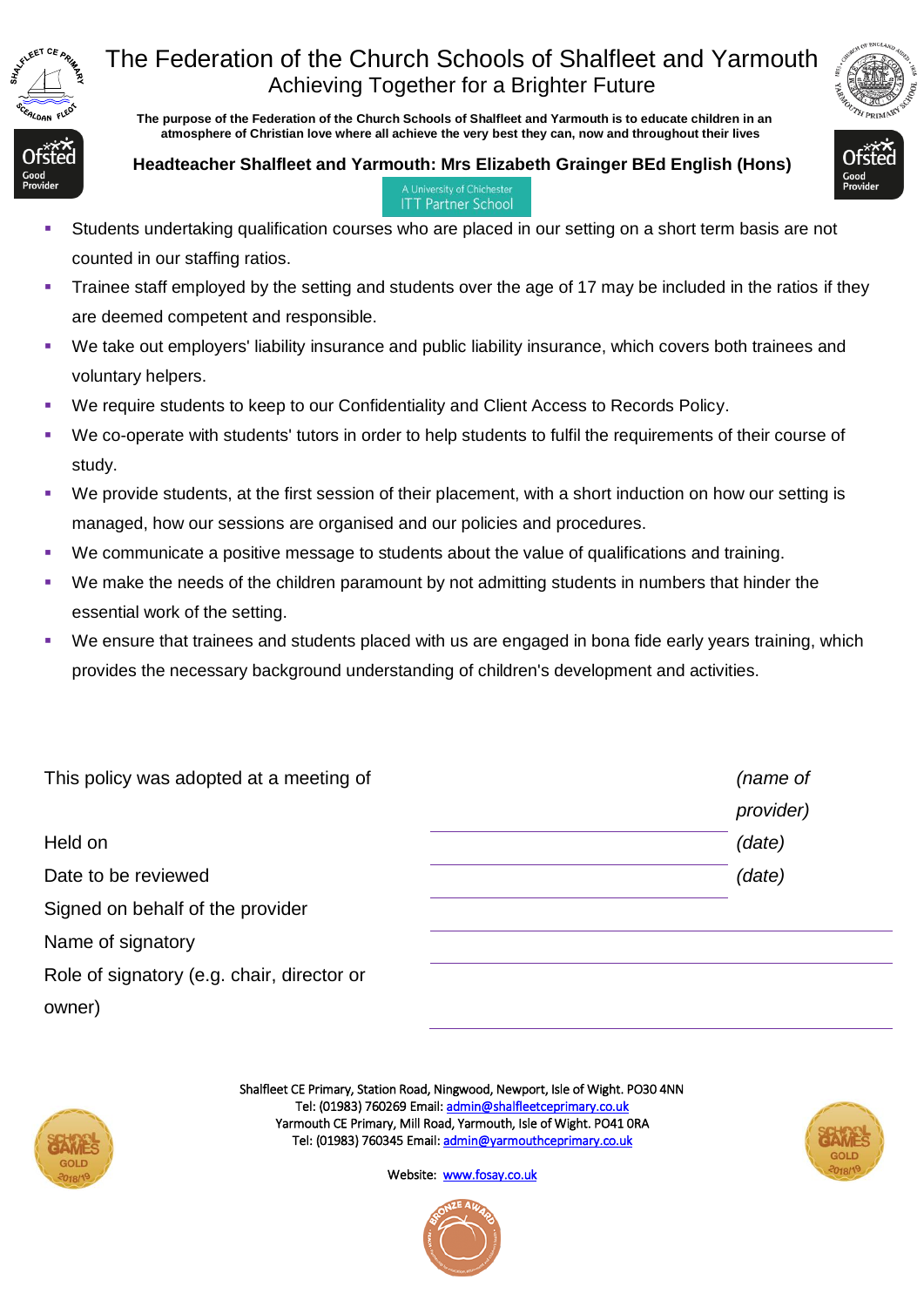- Students undertaking qualification courses who are placed in our setting on a short term basis are not counted in our staffing ratios.
- Trainee staff employed by the setting and students over the age of 17 may be included in the ratios if they are deemed competent and responsible.
- We take out employers' liability insurance and public liability insurance, which covers both trainees and voluntary helpers.
- We require students to keep to our Confidentiality and Client Access to Records Policy.
- We co-operate with students' tutors in order to help students to fulfil the requirements of their course of study.
- We provide students, at the first session of their placement, with a short induction on how our setting is managed, how our sessions are organised and our policies and procedures.
- We communicate a positive message to students about the value of qualifications and training.
- We make the needs of the children paramount by not admitting students in numbers that hinder the essential work of the setting.
- We ensure that trainees and students placed with us are engaged in bona fide early years training, which provides the necessary background understanding of children's development and activities.

| | | |
|---|---|---|
| This policy was adopted at a meeting of | | *(name of provider)* |
| Held on | | *(date)* |
| Date to be reviewed | | *(date)* |
| Signed on behalf of the provider | | |
| Name of signatory | | |
| Role of signatory (e.g. chair, director or owner) | | |